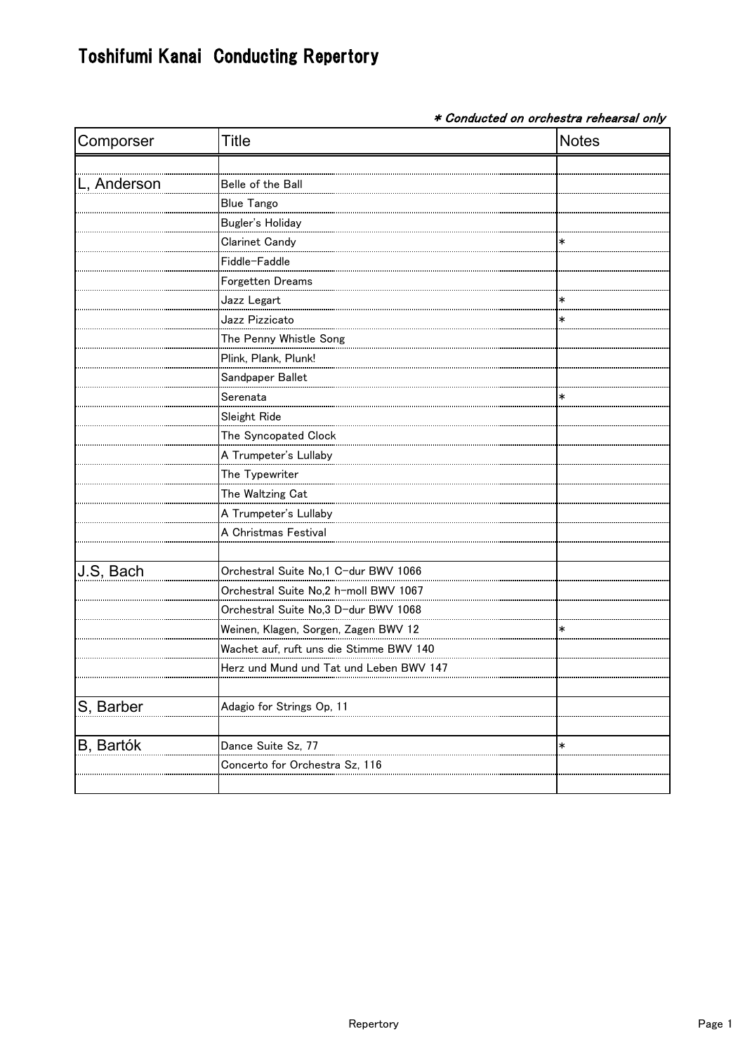# Toshifumi Kanai Conducting Repertory

*＊Conducted on orchestra rehearsal only*

| Comporser | Title | Notes |
| --- | --- | --- |
| | | |
| L, Anderson | Belle of the Ball | |
| | Blue Tango | |
| | Bugler's Holiday | |
| | Clarinet Candy | ＊ |
| | Fiddle-Faddle | |
| | Forgetten Dreams | |
| | Jazz Legart | ＊ |
| | Jazz Pizzicato | ＊ |
| | The Penny Whistle Song | |
| | Plink, Plank, Plunk! | |
| | Sandpaper Ballet | |
| | Serenata | ＊ |
| | Sleight Ride | |
| | The Syncopated Clock | |
| | A Trumpeter's Lullaby | |
| | The Typewriter | |
| | The Waltzing Cat | |
| | A Trumpeter's Lullaby | |
| | A Christmas Festival | |
| | | |
| J.S, Bach | Orchestral Suite No,1 C-dur BWV 1066 | |
| | Orchestral Suite No,2 h-moll BWV 1067 | |
| | Orchestral Suite No,3 D-dur BWV 1068 | |
| | Weinen, Klagen, Sorgen, Zagen BWV 12 | ＊ |
| | Wachet auf, ruft uns die Stimme BWV 140 | |
| | Herz und Mund und Tat und Leben BWV 147 | |
| | | |
| S, Barber | Adagio for Strings Op, 11 | |
| | | |
| B, Bartók | Dance Suite Sz, 77 | ＊ |
| | Concerto for Orchestra Sz, 116 | |
| | | |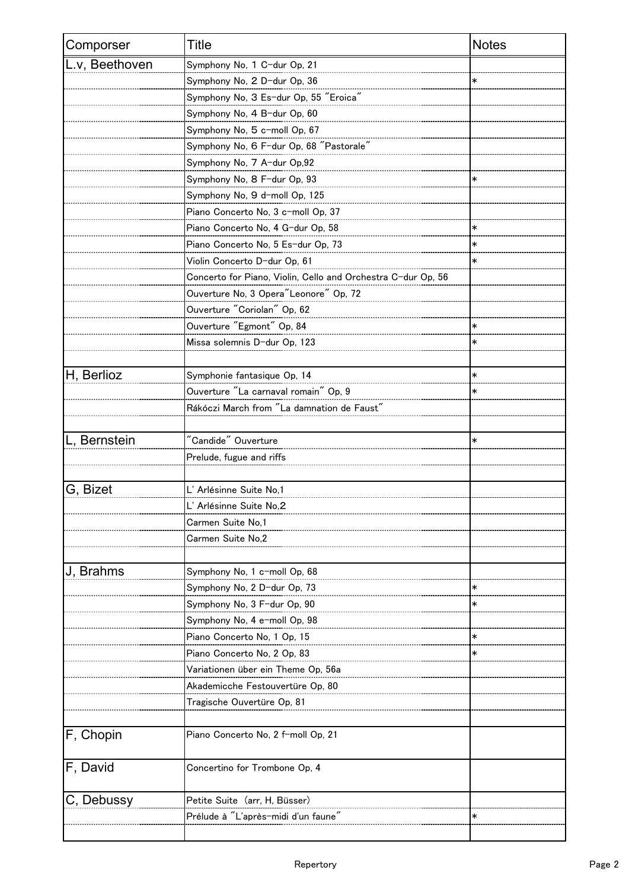| Comporser | Title | Notes |
|---|---|---|
| L.v, Beethoven | Symphony No, 1 C-dur Op, 21 | |
| | Symphony No, 2 D-dur Op, 36 | * |
| | Symphony No, 3 Es-dur Op, 55 "Eroica" | |
| | Symphony No, 4 B-dur Op, 60 | |
| | Symphony No, 5 c-moll Op, 67 | |
| | Symphony No, 6 F-dur Op, 68 "Pastorale" | |
| | Symphony No, 7 A-dur Op,92 | |
| | Symphony No, 8 F-dur Op, 93 | * |
| | Symphony No, 9 d-moll Op, 125 | |
| | Piano Concerto No, 3 c-moll Op, 37 | |
| | Piano Concerto No, 4 G-dur Op, 58 | * |
| | Piano Concerto No, 5 Es-dur Op, 73 | * |
| | Violin Concerto D-dur Op, 61 | * |
| | Concerto for Piano, Violin, Cello and Orchestra C-dur Op, 56 | |
| | Ouverture No, 3 Opera"Leonore" Op, 72 | |
| | Ouverture "Coriolan" Op, 62 | |
| | Ouverture "Egmont" Op, 84 | * |
| | Missa solemnis D-dur Op, 123 | * |
| | | |
| H, Berlioz | Symphonie fantasique Op, 14 | * |
| | Ouverture "La carnaval romain" Op, 9 | * |
| | Rákóczi March from "La damnation de Faust" | |
| | | |
| L, Bernstein | "Candide" Ouverture | * |
| | Prelude, fugue and riffs | |
| | | |
| G, Bizet | L' Arlésinne Suite No,1 | |
| | L' Arlésinne Suite No,2 | |
| | Carmen Suite No,1 | |
| | Carmen Suite No,2 | |
| | | |
| J, Brahms | Symphony No, 1 c-moll Op, 68 | |
| | Symphony No, 2 D-dur Op, 73 | * |
| | Symphony No, 3 F-dur Op, 90 | * |
| | Symphony No, 4 e-moll Op, 98 | |
| | Piano Concerto No, 1 Op, 15 | * |
| | Piano Concerto No, 2 Op, 83 | * |
| | Variationen über ein Theme Op, 56a | |
| | Akademicche Festouvertüre Op, 80 | |
| | Tragische Ouvertüre Op, 81 | |
| | | |
| F, Chopin | Piano Concerto No, 2 f-moll Op, 21 | |
| F, David | Concertino for Trombone Op, 4 | |
| C, Debussy | Petite Suite (arr, H, Büsser) | |
| | Prélude à "L'après-midi d'un faune" | * |
| | | |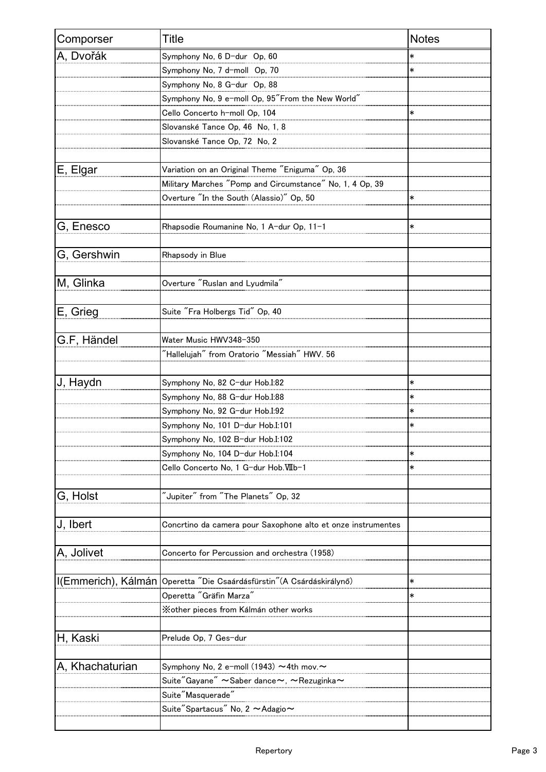| Composer | Title | Notes |
| --- | --- | --- |
| A, Dvořák | Symphony No, 6 D-dur Op, 60 | * |
| | Symphony No, 7 d-moll Op, 70 | * |
| | Symphony No, 8 G-dur Op, 88 | |
| | Symphony No, 9 e-moll Op, 95"From the New World" | |
| | Cello Concerto h-moll Op, 104 | * |
| | Slovanské Tance Op, 46 No, 1, 8 | |
| | Slovanské Tance Op, 72 No, 2 | |
| | | |
| E, Elgar | Variation on an Original Theme "Eniguma" Op, 36 | |
| | Military Marches "Pomp and Circumstance" No, 1, 4 Op, 39 | |
| | Overture "In the South (Alassio)" Op, 50 | * |
| | | |
| G, Enesco | Rhapsodie Roumanine No, 1 A-dur Op, 11-1 | * |
| | | |
| G, Gershwin | Rhapsody in Blue | |
| | | |
| M, Glinka | Overture "Ruslan and Lyudmila" | |
| | | |
| E, Grieg | Suite "Fra Holbergs Tid" Op, 40 | |
| | | |
| G.F, Händel | Water Music HWV348-350 | |
| | "Hallelujah" from Oratorio "Messiah" HWV. 56 | |
| | | |
| J, Haydn | Symphony No, 82 C-dur Hob.I:82 | * |
| | Symphony No, 88 G-dur Hob.I:88 | * |
| | Symphony No, 92 G-dur Hob.I:92 | * |
| | Symphony No, 101 D-dur Hob.I:101 | * |
| | Symphony No, 102 B-dur Hob.I:102 | |
| | Symphony No, 104 D-dur Hob.I:104 | * |
| | Cello Concerto No, 1 G-dur Hob.Ⅶb-1 | * |
| | | |
| G, Holst | "Jupiter" from "The Planets" Op, 32 | |
| | | |
| J, Ibert | Concrtino da camera pour Saxophone alto et onze instrumentes | |
| | | |
| A, Jolivet | Concerto for Percussion and orchestra (1958) | |
| | | |
| I(Emmerich), Kálmán | Operetta "Die Csaárdásfürstin"(A Csárdáskirálynő) | * |
| | Operetta "Gräfin Marza" | * |
| | ※other pieces from Kálmán other works | |
| | | |
| H, Kaski | Prelude Op, 7 Ges-dur | |
| | | |
| A, Khachaturian | Symphony No, 2 e-moll (1943) ～4th mov.～ | |
| | Suite"Gayane" ～Saber dance～, ～Rezuginka～ | |
| | Suite"Masquerade" | |
| | Suite"Spartacus" No, 2 ～Adagio～ | |
| | | |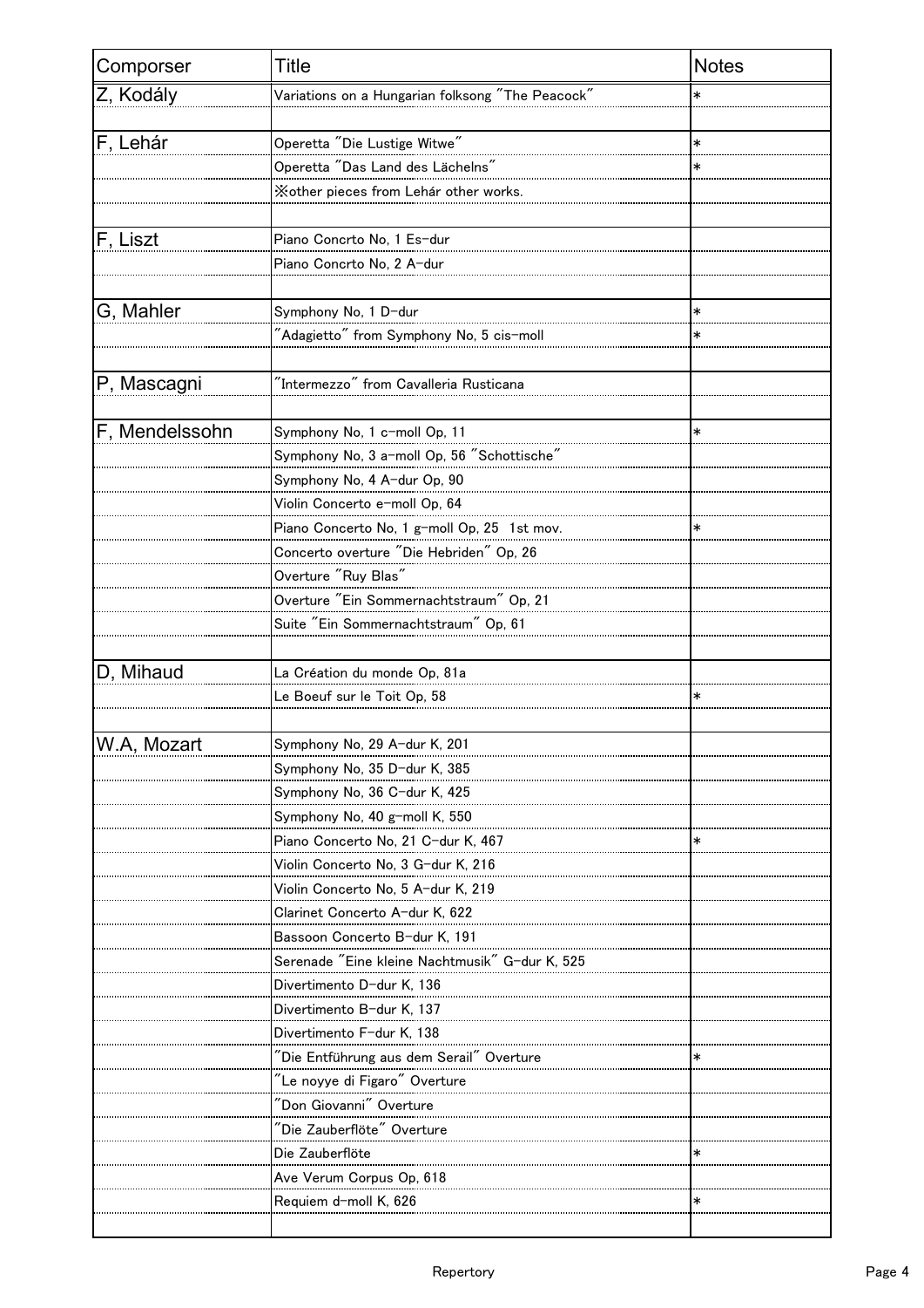| Comporser | Title | Notes |
| --- | --- | --- |
| Z, Kodály | Variations on a Hungarian folksong "The Peacock" | * |
| | | |
| F, Lehár | Operetta "Die Lustige Witwe" | * |
| | Operetta "Das Land des Lächelns" | * |
| | ※other pieces from Lehár other works. | |
| | | |
| F, Liszt | Piano Concrto No, 1 Es-dur | |
| | Piano Concrto No, 2 A-dur | |
| | | |
| G, Mahler | Symphony No, 1 D-dur | * |
| | "Adagietto" from Symphony No, 5 cis-moll | * |
| | | |
| P, Mascagni | "Intermezzo" from Cavalleria Rusticana | |
| | | |
| F, Mendelssohn | Symphony No, 1 c-moll Op, 11 | * |
| | Symphony No, 3 a-moll Op, 56 "Schottische" | |
| | Symphony No, 4 A-dur Op, 90 | |
| | Violin Concerto e-moll Op, 64 | |
| | Piano Concerto No, 1 g-moll Op, 25 1st mov. | * |
| | Concerto overture "Die Hebriden" Op, 26 | |
| | Overture "Ruy Blas" | |
| | Overture "Ein Sommernachtstraum" Op, 21 | |
| | Suite "Ein Sommernachtstraum" Op, 61 | |
| | | |
| D, Mihaud | La Création du monde Op, 81a | |
| | Le Boeuf sur le Toit Op, 58 | * |
| | | |
| W.A, Mozart | Symphony No, 29 A-dur K, 201 | |
| | Symphony No, 35 D-dur K, 385 | |
| | Symphony No, 36 C-dur K, 425 | |
| | Symphony No, 40 g-moll K, 550 | |
| | Piano Concerto No, 21 C-dur K, 467 | * |
| | Violin Concerto No, 3 G-dur K, 216 | |
| | Violin Concerto No, 5 A-dur K, 219 | |
| | Clarinet Concerto A-dur K, 622 | |
| | Bassoon Concerto B-dur K, 191 | |
| | Serenade "Eine kleine Nachtmusik" G-dur K, 525 | |
| | Divertimento D-dur K, 136 | |
| | Divertimento B-dur K, 137 | |
| | Divertimento F-dur K, 138 | |
| | "Die Entführung aus dem Serail" Overture | * |
| | "Le noyye di Figaro" Overture | |
| | "Don Giovanni" Overture | |
| | "Die Zauberflöte" Overture | |
| | Die Zauberflöte | * |
| | Ave Verum Corpus Op, 618 | |
| | Requiem d-moll K, 626 | * |
| | | |

Repertory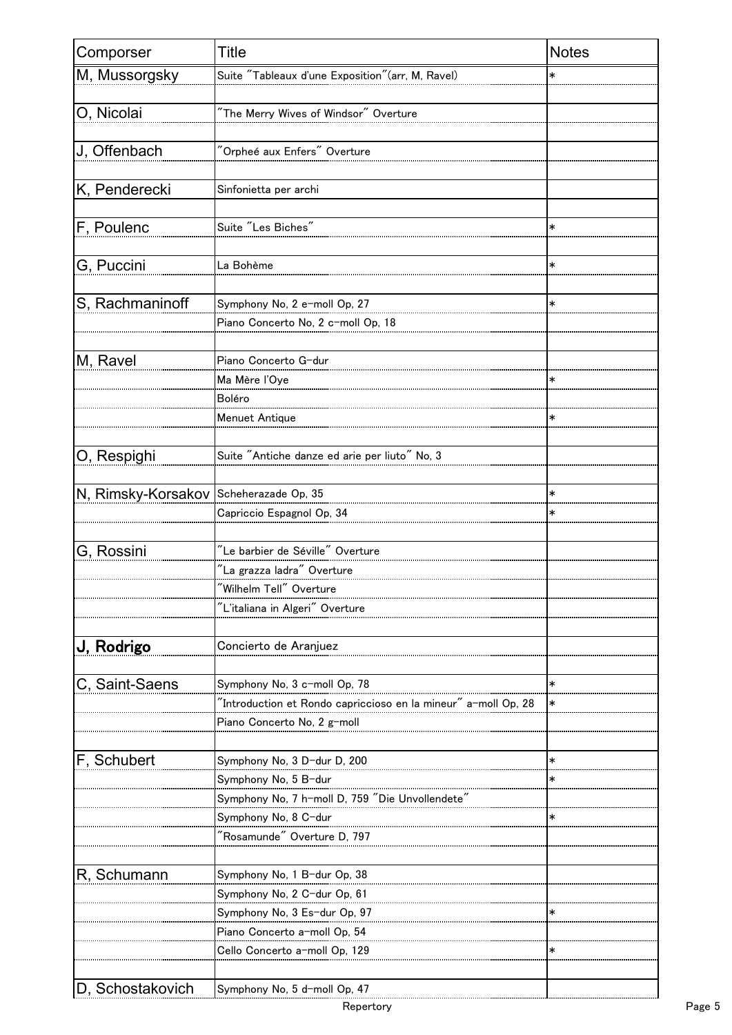| Comporser | Title | Notes |
| --- | --- | --- |
| M, Mussorgsky | Suite "Tableaux d'une Exposition"(arr, M, Ravel) | * |
| | | |
| O, Nicolai | "The Merry Wives of Windsor" Overture | |
| | | |
| J, Offenbach | "Orpheé aux Enfers" Overture | |
| | | |
| K, Penderecki | Sinfonietta per archi | |
| | | |
| F, Poulenc | Suite "Les Biches" | * |
| | | |
| G, Puccini | La Bohème | * |
| | | |
| S, Rachmaninoff | Symphony No, 2 e-moll Op, 27 | * |
| | Piano Concerto No, 2 c-moll Op, 18 | |
| | | |
| M, Ravel | Piano Concerto G-dur | |
| | Ma Mère l'Oye | * |
| | Boléro | |
| | Menuet Antique | * |
| | | |
| O, Respighi | Suite "Antiche danze ed arie per liuto" No, 3 | |
| | | |
| N, Rimsky-Korsakov | Scheherazade Op, 35 | * |
| | Capriccio Espagnol Op, 34 | * |
| | | |
| G, Rossini | "Le barbier de Séville" Overture | |
| | "La grazza ladra" Overture | |
| | "Wilhelm Tell" Overture | |
| | "L'italiana in Algeri" Overture | |
| | | |
| **J, Rodrigo** | Concierto de Aranjuez | |
| | | |
| C, Saint-Saens | Symphony No, 3 c-moll Op, 78 | * |
| | "Introduction et Rondo capriccioso en la mineur" a-moll Op, 28 | * |
| | Piano Concerto No, 2 g-moll | |
| | | |
| F, Schubert | Symphony No, 3 D-dur D, 200 | * |
| | Symphony No, 5 B-dur | * |
| | Symphony No, 7 h-moll D, 759 "Die Unvollendete" | |
| | Symphony No, 8 C-dur | * |
| | "Rosamunde" Overture D, 797 | |
| | | |
| R, Schumann | Symphony No, 1 B-dur Op, 38 | |
| | Symphony No, 2 C-dur Op, 61 | |
| | Symphony No, 3 Es-dur Op, 97 | * |
| | Piano Concerto a-moll Op, 54 | |
| | Cello Concerto a-moll Op, 129 | * |
| | | |
| D, Schostakovich | Symphony No, 5 d-moll Op, 47 | |

Repertory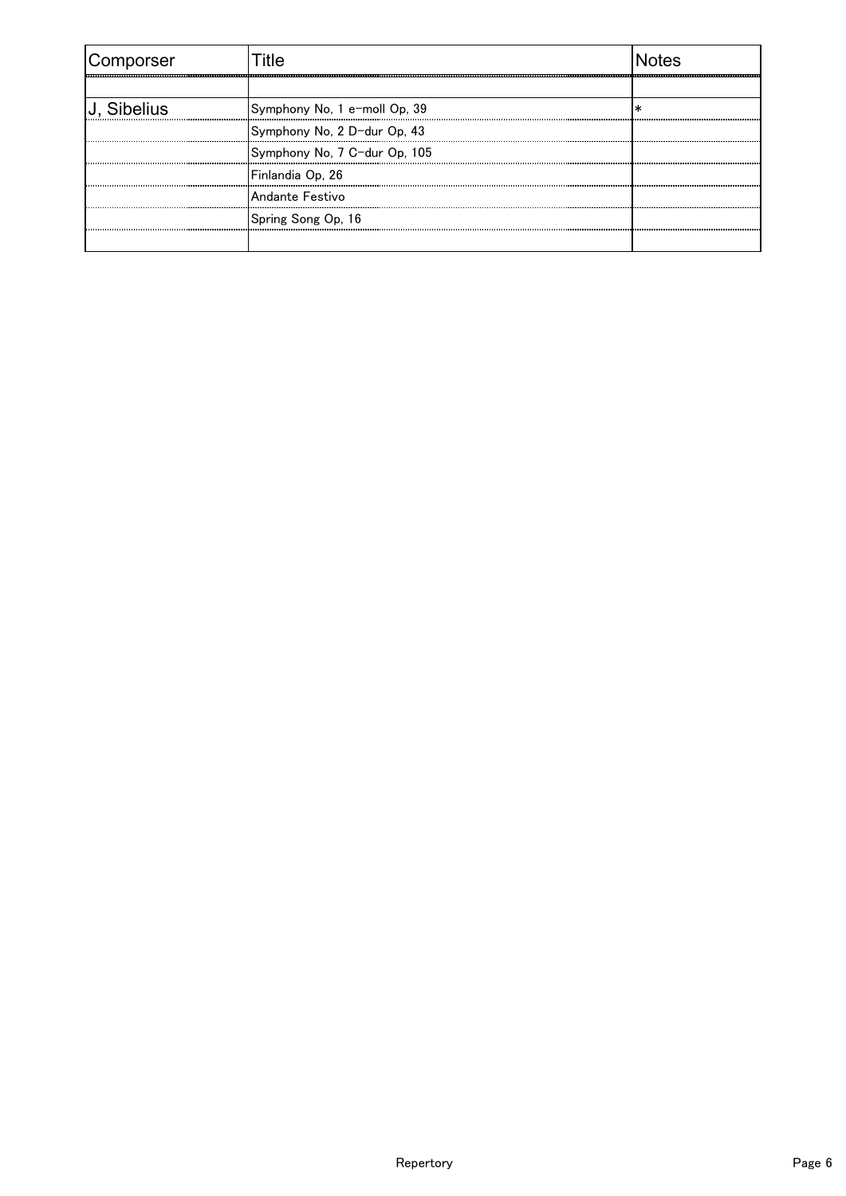| Comporser | Title | Notes |
|---|---|---|
| | | |
| J, Sibelius | Symphony No, 1 e-moll Op, 39 | * |
| | Symphony No, 2 D-dur Op, 43 | |
| | Symphony No, 7 C-dur Op, 105 | |
| | Finlandia Op, 26 | |
| | Andante Festivo | |
| | Spring Song Op, 16 | |
| | | |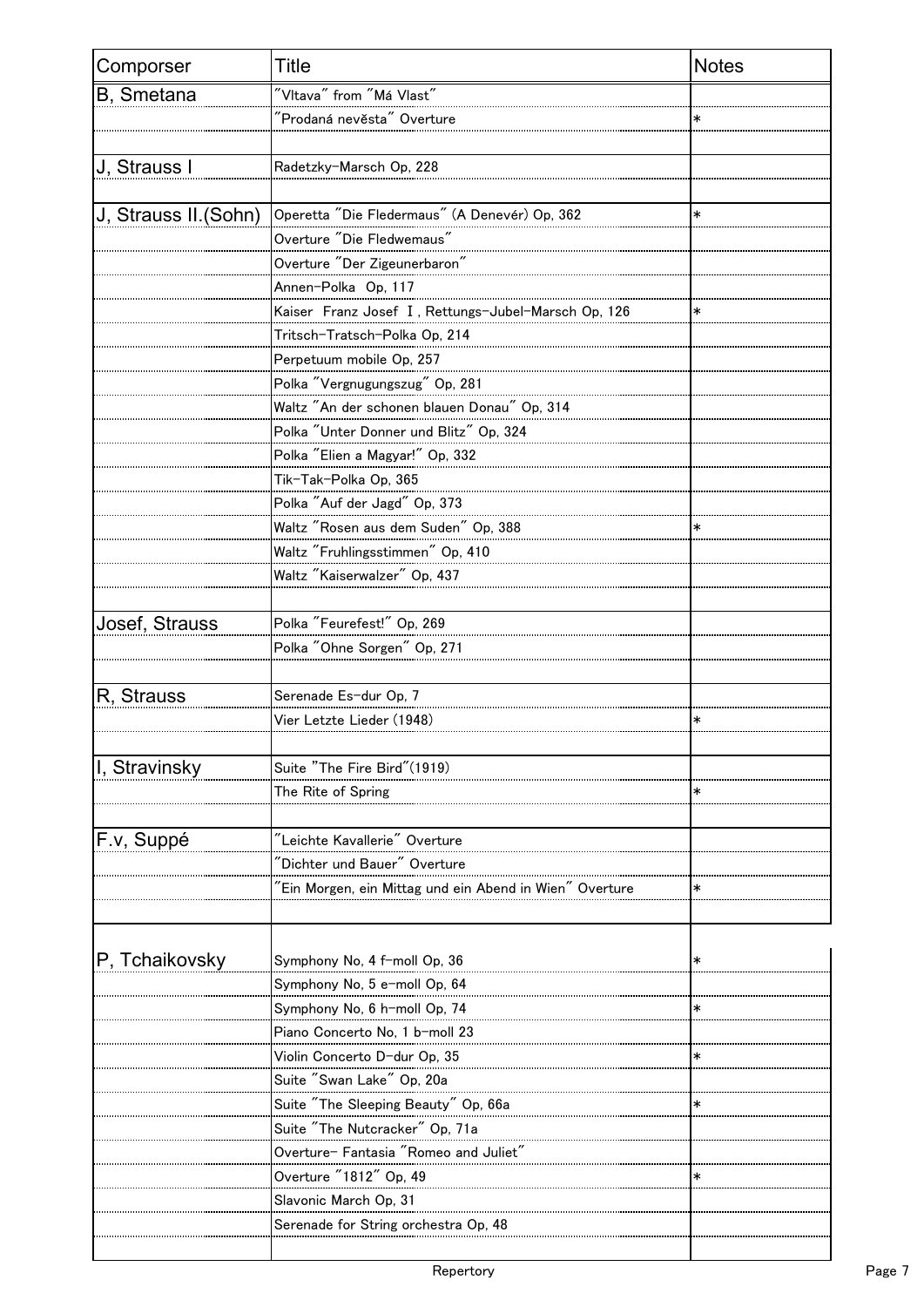| Comporser | Title | Notes |
| --- | --- | --- |
| B, Smetana | "Vltava" from "Má Vlast" | |
| | "Prodaná nevěsta" Overture | * |
| | | |
| J, Strauss I | Radetzky-Marsch Op, 228 | |
| | | |
| J, Strauss II.(Sohn) | Operetta "Die Fledermaus" (A Denevér) Op, 362 | * |
| | Overture "Die Fledwemaus" | |
| | Overture "Der Zigeunerbaron" | |
| | Annen-Polka Op, 117 | |
| | Kaiser Franz Josef Ⅰ, Rettungs-Jubel-Marsch Op, 126 | * |
| | Tritsch-Tratsch-Polka Op, 214 | |
| | Perpetuum mobile Op, 257 | |
| | Polka "Vergnugungszug" Op, 281 | |
| | Waltz "An der schonen blauen Donau" Op, 314 | |
| | Polka "Unter Donner und Blitz" Op, 324 | |
| | Polka "Elien a Magyar!" Op, 332 | |
| | Tik-Tak-Polka Op, 365 | |
| | Polka "Auf der Jagd" Op, 373 | |
| | Waltz "Rosen aus dem Suden" Op, 388 | * |
| | Waltz "Fruhlingsstimmen" Op, 410 | |
| | Waltz "Kaiserwalzer" Op, 437 | |
| | | |
| Josef, Strauss | Polka "Feurefest!" Op, 269 | |
| | Polka "Ohne Sorgen" Op, 271 | |
| | | |
| R, Strauss | Serenade Es-dur Op, 7 | |
| | Vier Letzte Lieder (1948) | * |
| | | |
| I, Stravinsky | Suite "The Fire Bird"(1919) | |
| | The Rite of Spring | * |
| | | |
| F.v, Suppé | "Leichte Kavallerie" Overture | |
| | "Dichter und Bauer" Overture | |
| | "Ein Morgen, ein Mittag und ein Abend in Wien" Overture | * |
| | | |
| P, Tchaikovsky | Symphony No, 4 f-moll Op, 36 | * |
| | Symphony No, 5 e-moll Op, 64 | |
| | Symphony No, 6 h-moll Op, 74 | * |
| | Piano Concerto No, 1 b-moll 23 | |
| | Violin Concerto D-dur Op, 35 | * |
| | Suite "Swan Lake" Op, 20a | |
| | Suite "The Sleeping Beauty" Op, 66a | * |
| | Suite "The Nutcracker" Op, 71a | |
| | Overture- Fantasia "Romeo and Juliet" | |
| | Overture "1812" Op, 49 | * |
| | Slavonic March Op, 31 | |
| | Serenade for String orchestra Op, 48 | |
| | | |

Repertory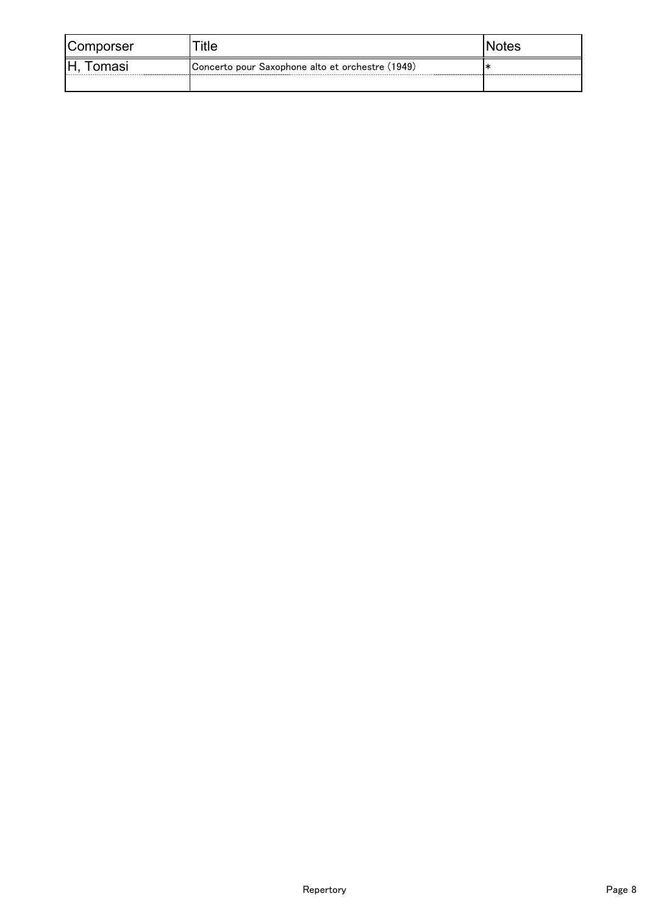| Comporser | Title | Notes |
| --- | --- | --- |
| H, Tomasi | Concerto pour Saxophone alto et orchestre (1949) | * |
| | | |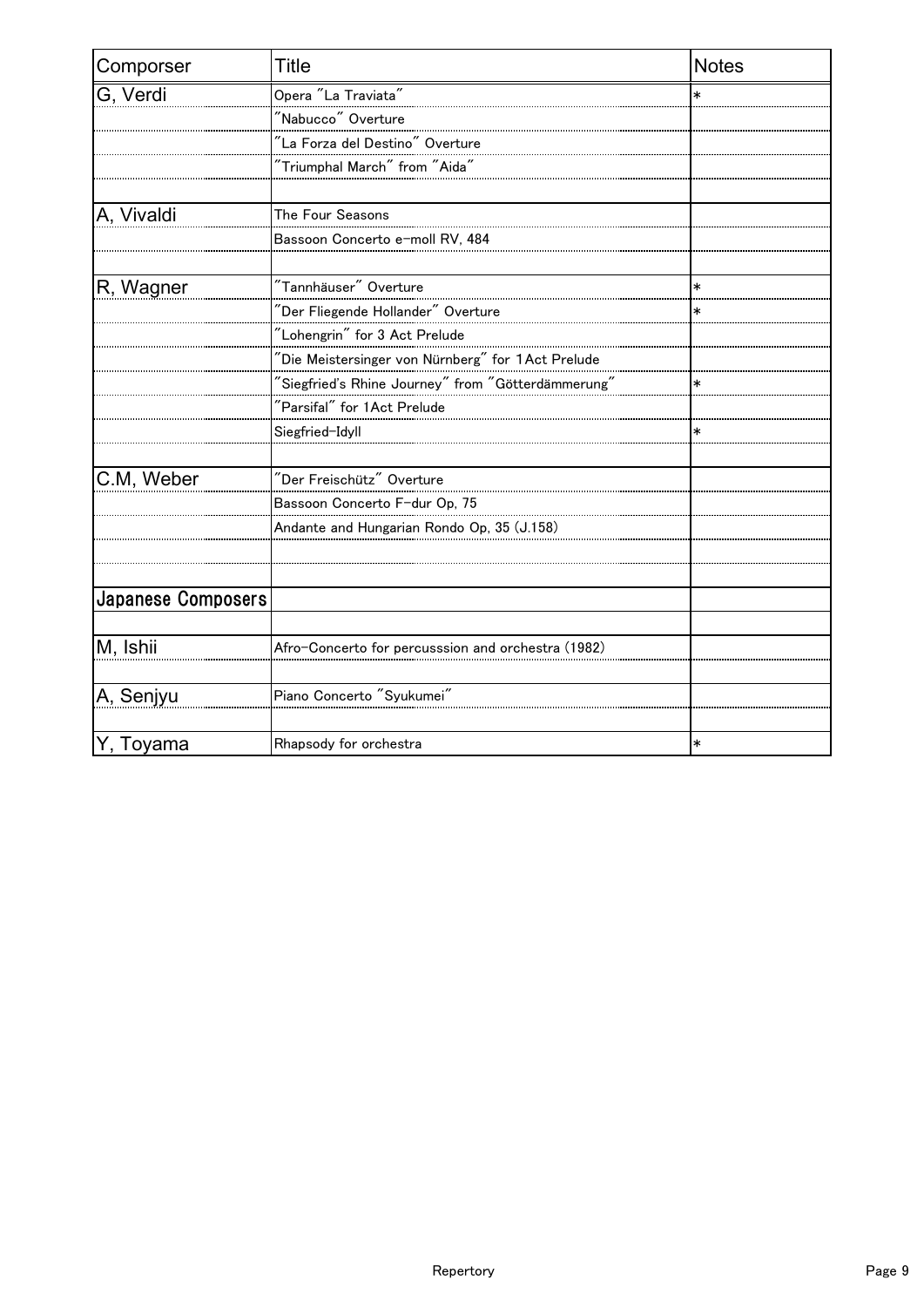| Comporser | Title | Notes |
|---|---|---|
| G, Verdi | Opera "La Traviata" | * |
| | "Nabucco" Overture | |
| | "La Forza del Destino" Overture | |
| | "Triumphal March" from "Aida" | |
| | | |
| A, Vivaldi | The Four Seasons | |
| | Bassoon Concerto e-moll RV, 484 | |
| | | |
| R, Wagner | "Tannhäuser" Overture | * |
| | "Der Fliegende Hollander" Overture | * |
| | "Lohengrin" for 3 Act Prelude | |
| | "Die Meistersinger von Nürnberg" for 1Act Prelude | |
| | "Siegfried's Rhine Journey" from "Götterdämmerung" | * |
| | "Parsifal" for 1Act Prelude | |
| | Siegfried-Idyll | * |
| | | |
| C.M, Weber | "Der Freischütz" Overture | |
| | Bassoon Concerto F-dur Op, 75 | |
| | Andante and Hungarian Rondo Op, 35 (J.158) | |
| | | |
| | | |
| **Japanese Composers** | | |
| | | |
| M, Ishii | Afro-Concerto for percusssion and orchestra (1982) | |
| | | |
| A, Senjyu | Piano Concerto "Syukumei" | |
| | | |
| Y, Toyama | Rhapsody for orchestra | * |

Repertory